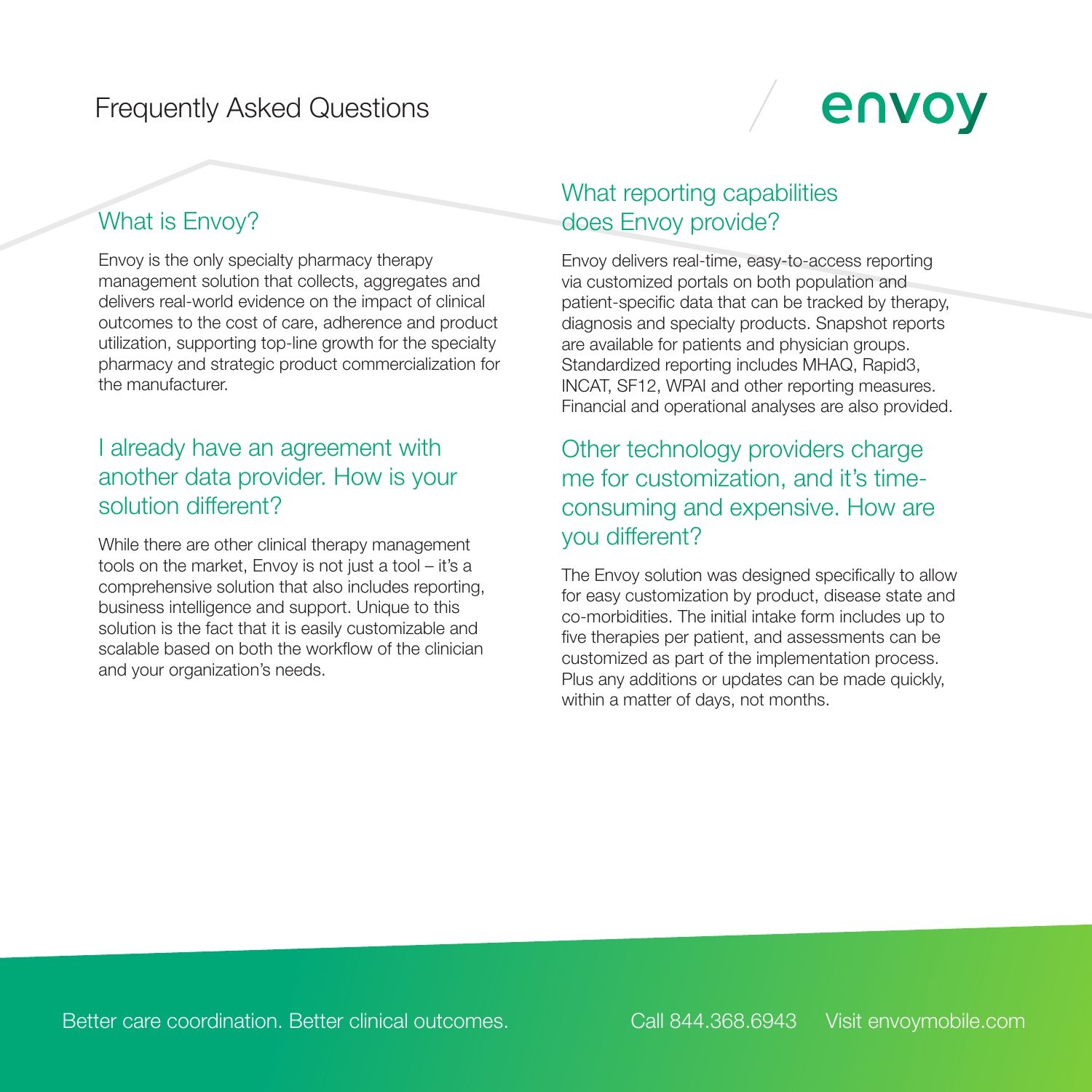# Frequently Asked Questions

envoy

## What is Envoy?

Envoy is the only specialty pharmacy therapy management solution that collects, aggregates and delivers real-world evidence on the impact of clinical outcomes to the cost of care, adherence and product utilization, supporting top-line growth for the specialty pharmacy and strategic product commercialization for the manufacturer.

## I already have an agreement with another data provider. How is your solution different?

While there are other clinical therapy management tools on the market, Envoy is not just a tool – it's a comprehensive solution that also includes reporting, business intelligence and support. Unique to this solution is the fact that it is easily customizable and scalable based on both the workflow of the clinician and your organization's needs.

## What reporting capabilities does Envoy provide?

Envoy delivers real-time, easy-to-access reporting via customized portals on both population and patient-specific data that can be tracked by therapy, diagnosis and specialty products. Snapshot reports are available for patients and physician groups. Standardized reporting includes MHAQ, Rapid3, INCAT, SF12, WPAI and other reporting measures. Financial and operational analyses are also provided.

## Other technology providers charge me for customization, and it's time-consuming and expensive. How are you different?

The Envoy solution was designed specifically to allow for easy customization by product, disease state and co-morbidities. The initial intake form includes up to five therapies per patient, and assessments can be customized as part of the implementation process. Plus any additions or updates can be made quickly, within a matter of days, not months.

Better care coordination. Better clinical outcomes.

Call 844.368.6943 Visit envoymobile.com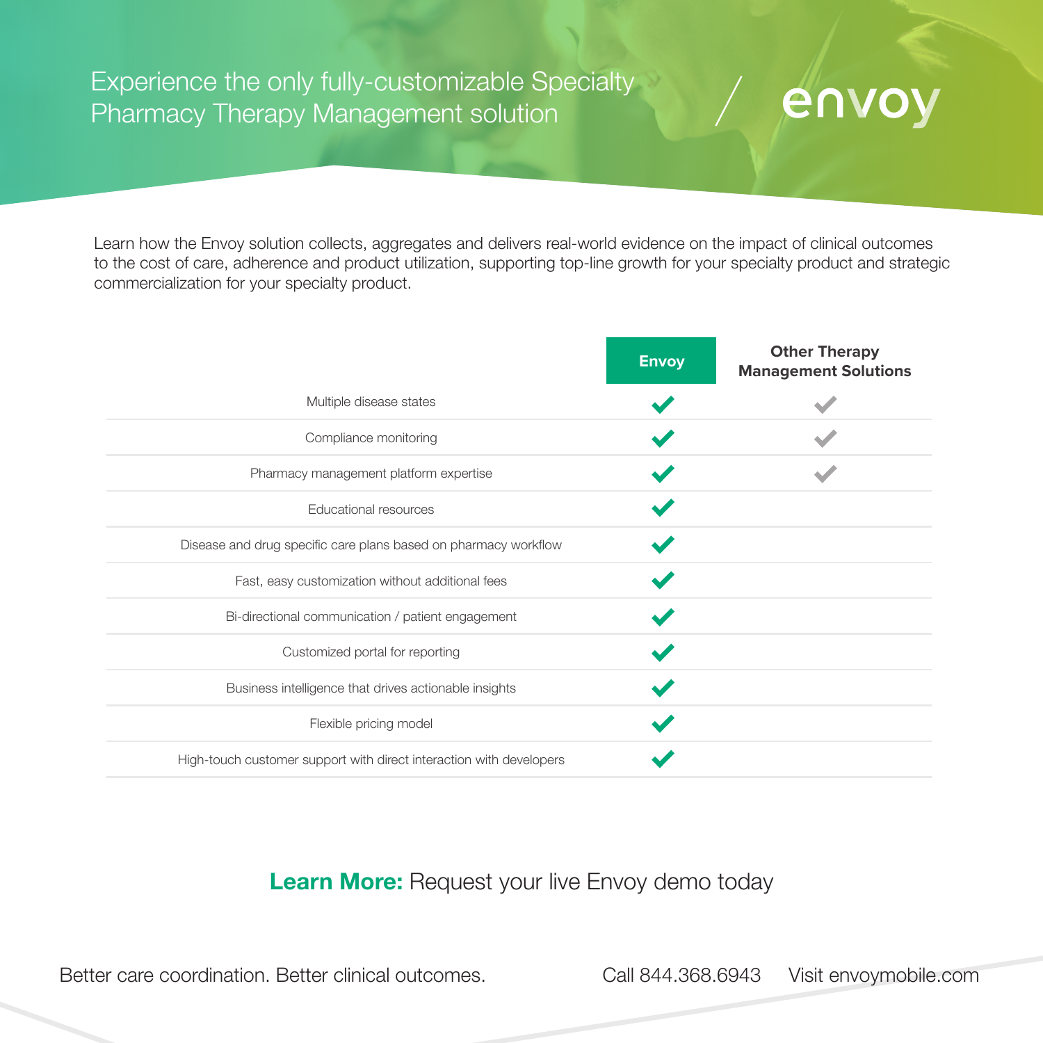# Experience the only fully-customizable Specialty Pharmacy Therapy Management solution

envoy

Learn how the Envoy solution collects, aggregates and delivers real-world evidence on the impact of clinical outcomes to the cost of care, adherence and product utilization, supporting top-line growth for your specialty product and strategic commercialization for your specialty product.

| | Envoy | Other Therapy Management Solutions |
|---|---|---|
| Multiple disease states | ✓ | ✓ |
| Compliance monitoring | ✓ | ✓ |
| Pharmacy management platform expertise | ✓ | ✓ |
| Educational resources | ✓ | |
| Disease and drug specific care plans based on pharmacy workflow | ✓ | |
| Fast, easy customization without additional fees | ✓ | |
| Bi-directional communication / patient engagement | ✓ | |
| Customized portal for reporting | ✓ | |
| Business intelligence that drives actionable insights | ✓ | |
| Flexible pricing model | ✓ | |
| High-touch customer support with direct interaction with developers | ✓ | |

**Learn More:** Request your live Envoy demo today

Better care coordination. Better clinical outcomes.

Call 844.368.6943 Visit envoymobile.com